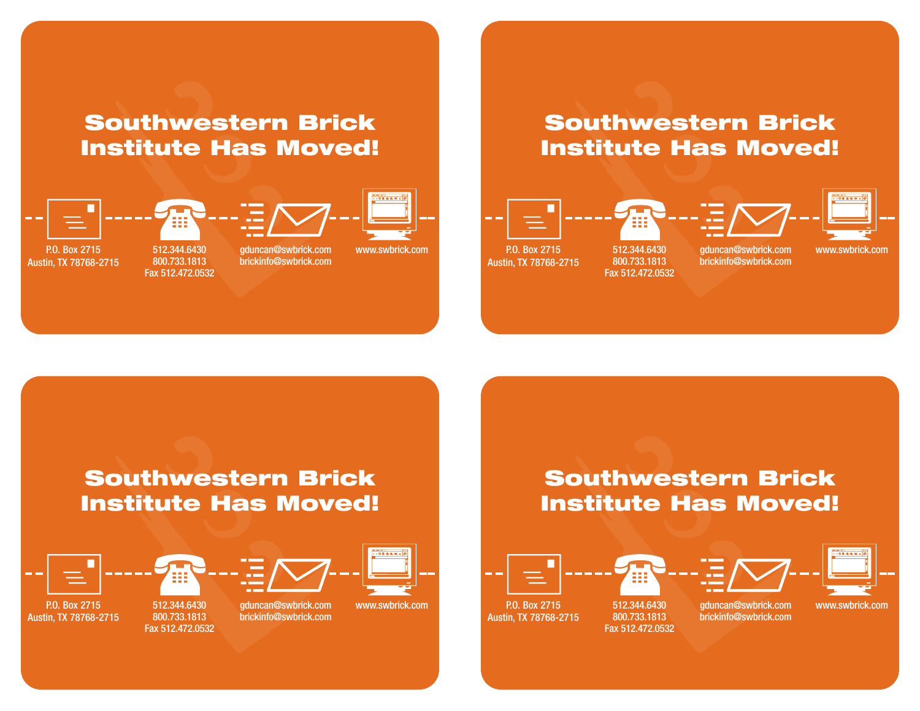# Southwestern Brick Institute Has Moved!

P.O. Box 2715
Austin, TX 78768-2715

512.344.6430
800.733.1813
Fax 512.472.0532

gduncan@swbrick.com
brickinfo@swbrick.com

www.swbrick.com

# Southwestern Brick Institute Has Moved!

P.O. Box 2715
Austin, TX 78768-2715

512.344.6430
800.733.1813
Fax 512.472.0532

gduncan@swbrick.com
brickinfo@swbrick.com

www.swbrick.com

# Southwestern Brick Institute Has Moved!

P.O. Box 2715
Austin, TX 78768-2715

512.344.6430
800.733.1813
Fax 512.472.0532

gduncan@swbrick.com
brickinfo@swbrick.com

www.swbrick.com

# Southwestern Brick Institute Has Moved!

P.O. Box 2715
Austin, TX 78768-2715

512.344.6430
800.733.1813
Fax 512.472.0532

gduncan@swbrick.com
brickinfo@swbrick.com

www.swbrick.com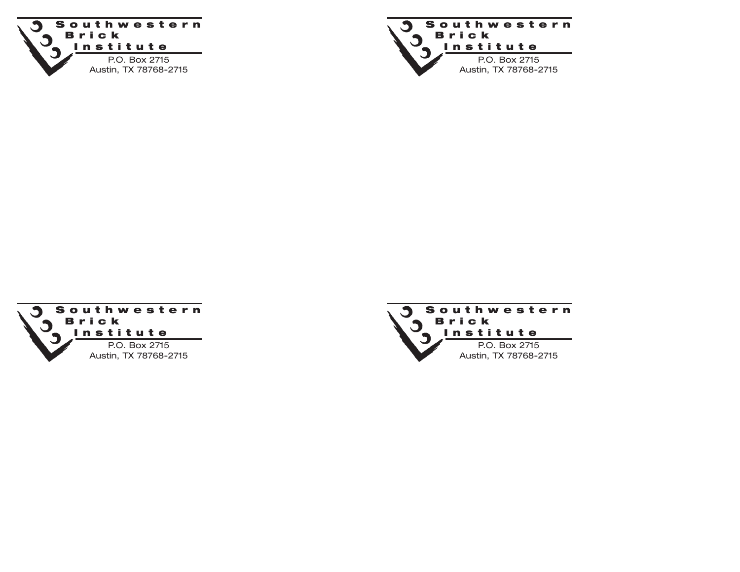Southwestern
Brick
Institute
P.O. Box 2715
Austin, TX 78768-2715

Southwestern
Brick
Institute
P.O. Box 2715
Austin, TX 78768-2715

Southwestern
Brick
Institute
P.O. Box 2715
Austin, TX 78768-2715

Southwestern
Brick
Institute
P.O. Box 2715
Austin, TX 78768-2715